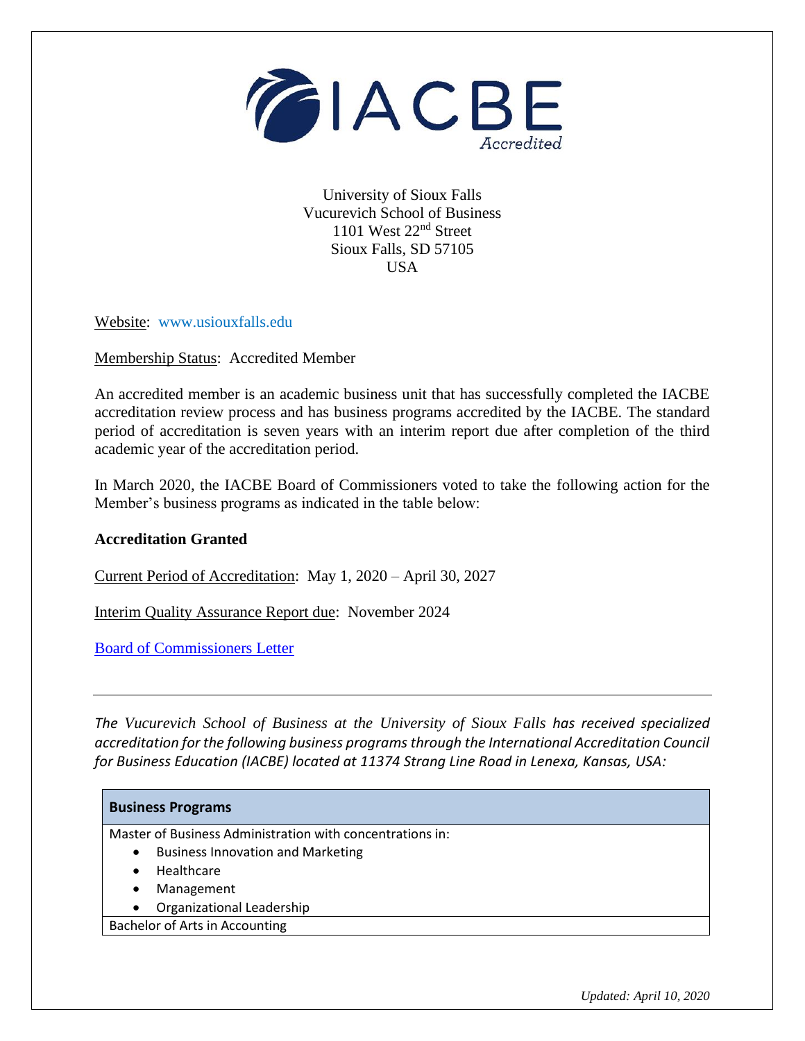IACBE Accredited

University of Sioux Falls
Vucurevich School of Business
1101 West 22nd Street
Sioux Falls, SD 57105
USA

Website: www.usiouxfalls.edu

Membership Status: Accredited Member

An accredited member is an academic business unit that has successfully completed the IACBE accreditation review process and has business programs accredited by the IACBE. The standard period of accreditation is seven years with an interim report due after completion of the third academic year of the accreditation period.

In March 2020, the IACBE Board of Commissioners voted to take the following action for the Member's business programs as indicated in the table below:

**Accreditation Granted**

Current Period of Accreditation: May 1, 2020 – April 30, 2027

Interim Quality Assurance Report due: November 2024

Board of Commissioners Letter

---

*The Vucurevich School of Business at the University of Sioux Falls has received specialized accreditation for the following business programs through the International Accreditation Council for Business Education (IACBE) located at 11374 Strang Line Road in Lenexa, Kansas, USA:*

| **Business Programs** |
| --- |
| Master of Business Administration with concentrations in:<br>• Business Innovation and Marketing<br>• Healthcare<br>• Management<br>• Organizational Leadership |
| Bachelor of Arts in Accounting |

*Updated: April 10, 2020*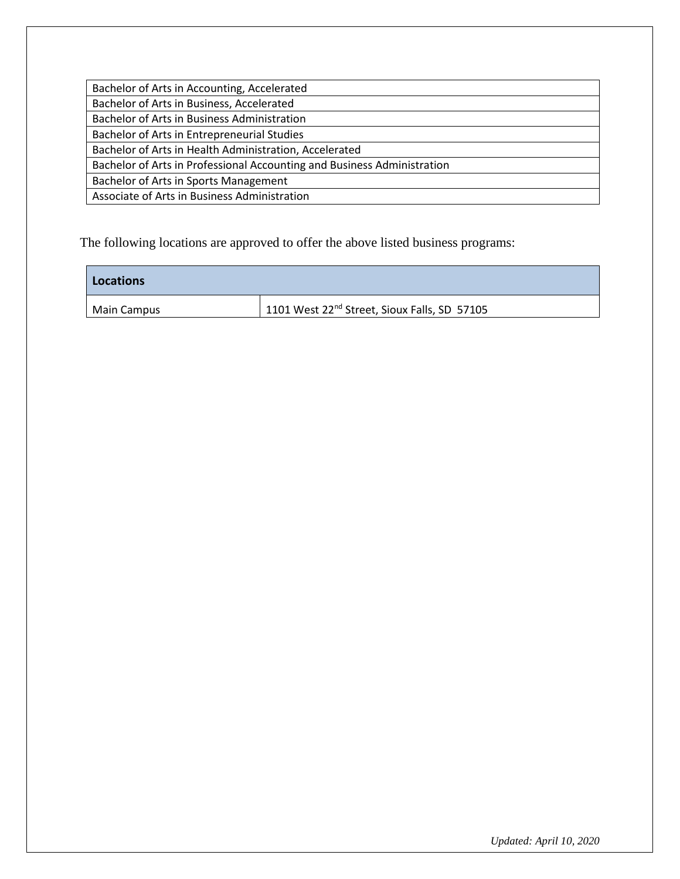| |
|---|
| Bachelor of Arts in Accounting, Accelerated |
| Bachelor of Arts in Business, Accelerated |
| Bachelor of Arts in Business Administration |
| Bachelor of Arts in Entrepreneurial Studies |
| Bachelor of Arts in Health Administration, Accelerated |
| Bachelor of Arts in Professional Accounting and Business Administration |
| Bachelor of Arts in Sports Management |
| Associate of Arts in Business Administration |

The following locations are approved to offer the above listed business programs:

| **Locations** | |
|---|---|
| Main Campus | 1101 West 22nd Street, Sioux Falls, SD 57105 |

*Updated: April 10, 2020*